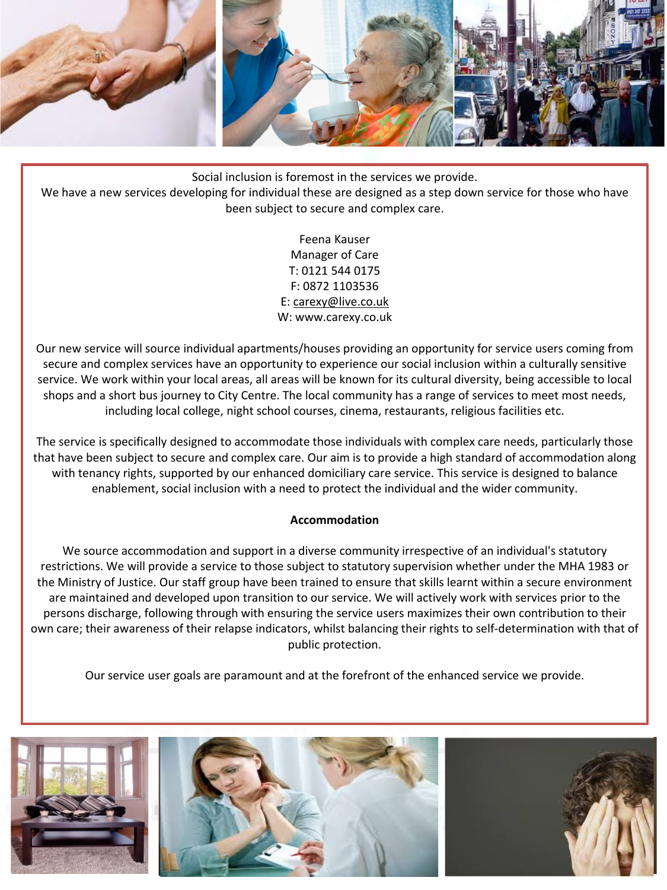Social inclusion is foremost in the services we provide.
We have a new services developing for individual these are designed as a step down service for those who have been subject to secure and complex care.

Feena Kauser
Manager of Care
T: 0121 544 0175
F: 0872 1103536
E: carexy@live.co.uk
W: www.carexy.co.uk

Our new service will source individual apartments/houses providing an opportunity for service users coming from secure and complex services have an opportunity to experience our social inclusion within a culturally sensitive service. We work within your local areas, all areas will be known for its cultural diversity, being accessible to local shops and a short bus journey to City Centre. The local community has a range of services to meet most needs, including local college, night school courses, cinema, restaurants, religious facilities etc.

The service is specifically designed to accommodate those individuals with complex care needs, particularly those that have been subject to secure and complex care. Our aim is to provide a high standard of accommodation along with tenancy rights, supported by our enhanced domiciliary care service. This service is designed to balance enablement, social inclusion with a need to protect the individual and the wider community.

**Accommodation**

We source accommodation and support in a diverse community irrespective of an individual's statutory restrictions. We will provide a service to those subject to statutory supervision whether under the MHA 1983 or the Ministry of Justice. Our staff group have been trained to ensure that skills learnt within a secure environment are maintained and developed upon transition to our service. We will actively work with services prior to the persons discharge, following through with ensuring the service users maximizes their own contribution to their own care; their awareness of their relapse indicators, whilst balancing their rights to self-determination with that of public protection.

Our service user goals are paramount and at the forefront of the enhanced service we provide.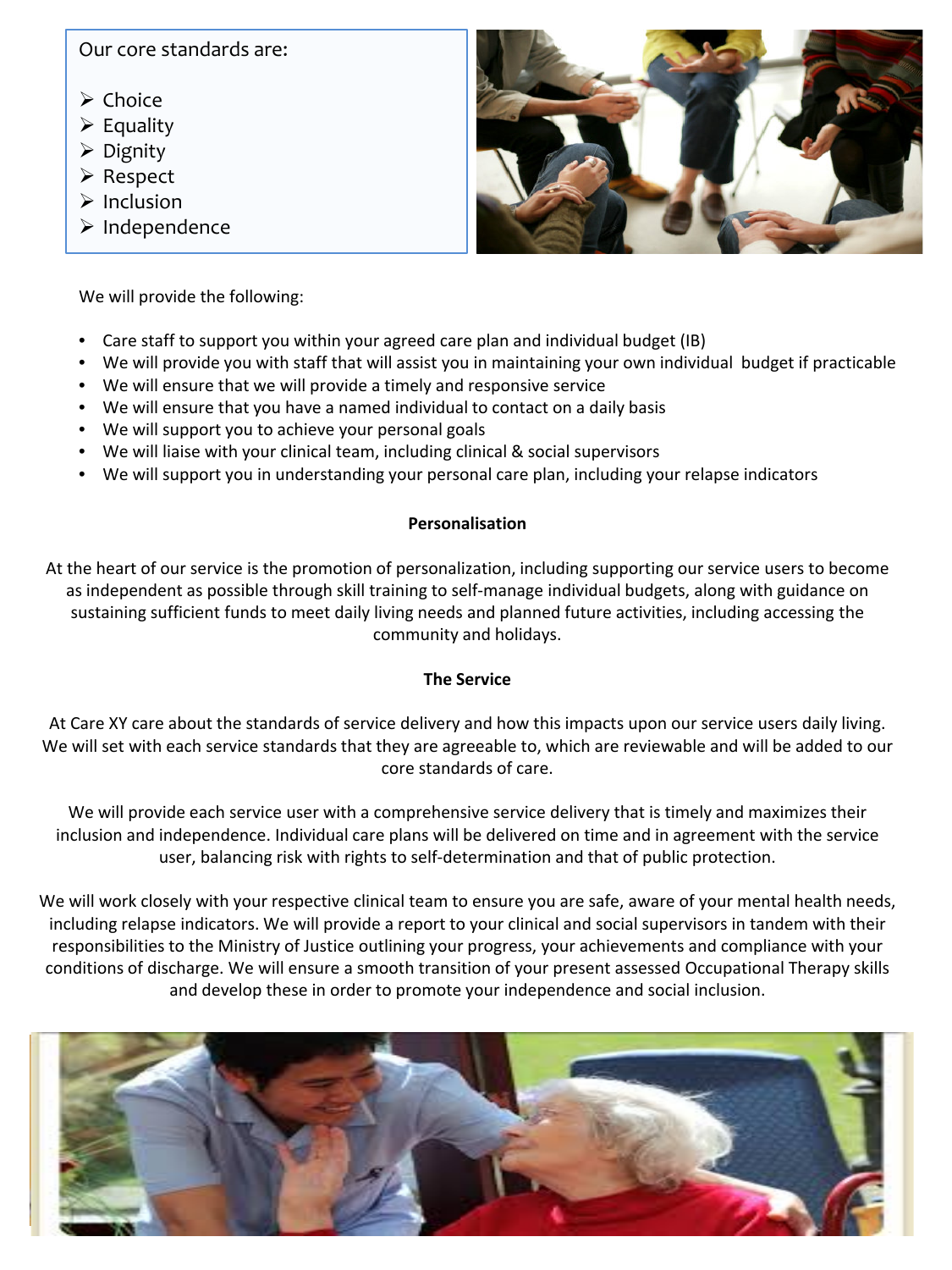Our core standards are:

- Choice
- Equality
- Dignity
- Respect
- Inclusion
- Independence

We will provide the following:

- Care staff to support you within your agreed care plan and individual budget (IB)
- We will provide you with staff that will assist you in maintaining your own individual budget if practicable
- We will ensure that we will provide a timely and responsive service
- We will ensure that you have a named individual to contact on a daily basis
- We will support you to achieve your personal goals
- We will liaise with your clinical team, including clinical & social supervisors
- We will support you in understanding your personal care plan, including your relapse indicators

**Personalisation**

At the heart of our service is the promotion of personalization, including supporting our service users to become as independent as possible through skill training to self-manage individual budgets, along with guidance on sustaining sufficient funds to meet daily living needs and planned future activities, including accessing the community and holidays.

**The Service**

At Care XY care about the standards of service delivery and how this impacts upon our service users daily living. We will set with each service standards that they are agreeable to, which are reviewable and will be added to our core standards of care.

We will provide each service user with a comprehensive service delivery that is timely and maximizes their inclusion and independence. Individual care plans will be delivered on time and in agreement with the service user, balancing risk with rights to self-determination and that of public protection.

We will work closely with your respective clinical team to ensure you are safe, aware of your mental health needs, including relapse indicators. We will provide a report to your clinical and social supervisors in tandem with their responsibilities to the Ministry of Justice outlining your progress, your achievements and compliance with your conditions of discharge. We will ensure a smooth transition of your present assessed Occupational Therapy skills and develop these in order to promote your independence and social inclusion.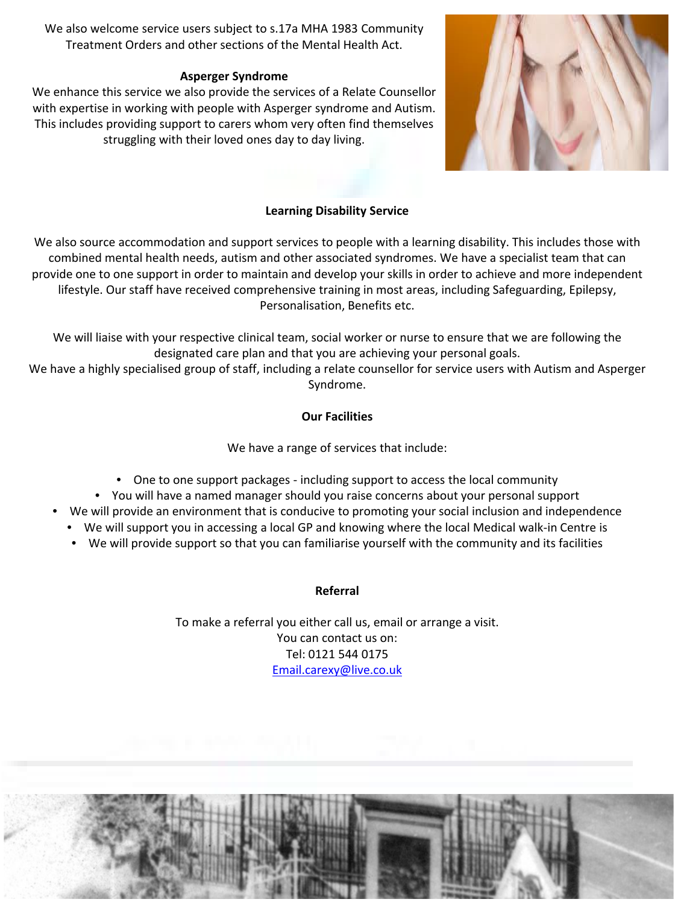We also welcome service users subject to s.17a MHA 1983 Community Treatment Orders and other sections of the Mental Health Act.

## Asperger Syndrome

We enhance this service we also provide the services of a Relate Counsellor with expertise in working with people with Asperger syndrome and Autism. This includes providing support to carers whom very often find themselves struggling with their loved ones day to day living.

## Learning Disability Service

We also source accommodation and support services to people with a learning disability. This includes those with combined mental health needs, autism and other associated syndromes. We have a specialist team that can provide one to one support in order to maintain and develop your skills in order to achieve and more independent lifestyle. Our staff have received comprehensive training in most areas, including Safeguarding, Epilepsy, Personalisation, Benefits etc.

We will liaise with your respective clinical team, social worker or nurse to ensure that we are following the designated care plan and that you are achieving your personal goals.
We have a highly specialised group of staff, including a relate counsellor for service users with Autism and Asperger Syndrome.

## Our Facilities

We have a range of services that include:

- One to one support packages - including support to access the local community
- You will have a named manager should you raise concerns about your personal support
- We will provide an environment that is conducive to promoting your social inclusion and independence
- We will support you in accessing a local GP and knowing where the local Medical walk-in Centre is
- We will provide support so that you can familiarise yourself with the community and its facilities

## Referral

To make a referral you either call us, email or arrange a visit.
You can contact us on:
Tel: 0121 544 0175
Email.carexy@live.co.uk